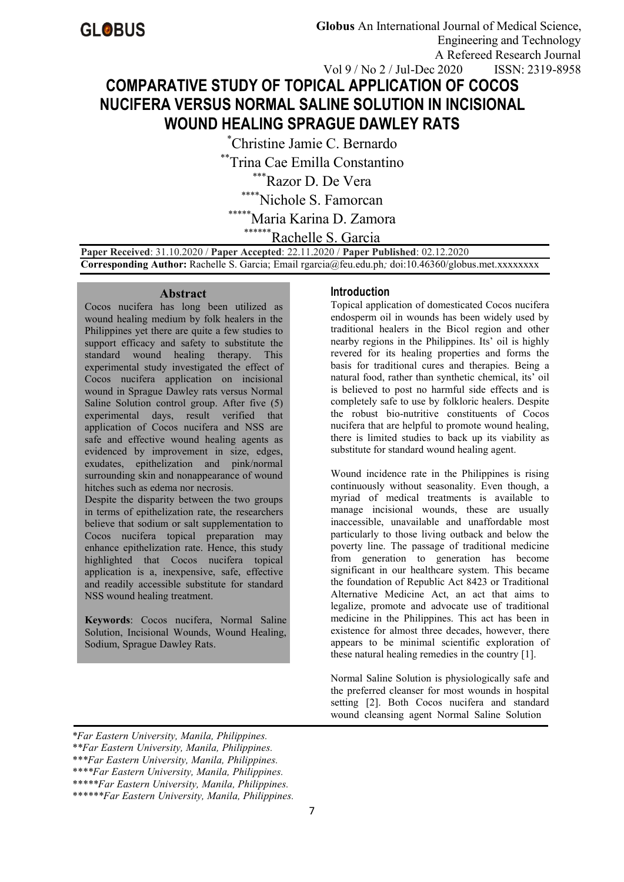# COMPARATIVE STUDY OF TOPICAL APPLICATION OF COCOS NUCIFERA VERSUS NORMAL SALINE SOLUTION IN INCISIONAL WOUND HEALING SPRAGUE DAWLEY RATS

*Christine Jamie C. Bernardo

**Trina Cae Emilla Constantino

***Razor D. De Vera

****Nichole S. Famorcan

*****Maria Karina D. Zamora

******Rachelle S. Garcia

**Paper Received**: 31.10.2020 / **Paper Accepted**: 22.11.2020 / **Paper Published**: 02.12.2020

**Corresponding Author:** Rachelle S. Garcia; Email rgarcia@feu.edu.ph*;* doi:10.46360/globus.met.xxxxxxxx

## Abstract

Cocos nucifera has long been utilized as wound healing medium by folk healers in the Philippines yet there are quite a few studies to support efficacy and safety to substitute the standard wound healing therapy. This experimental study investigated the effect of Cocos nucifera application on incisional wound in Sprague Dawley rats versus Normal Saline Solution control group. After five (5) experimental days, result verified that application of Cocos nucifera and NSS are safe and effective wound healing agents as evidenced by improvement in size, edges, exudates, epithelization and pink/normal surrounding skin and nonappearance of wound hitches such as edema nor necrosis.

Despite the disparity between the two groups in terms of epithelization rate, the researchers believe that sodium or salt supplementation to Cocos nucifera topical preparation may enhance epithelization rate. Hence, this study highlighted that Cocos nucifera topical application is a, inexpensive, safe, effective and readily accessible substitute for standard NSS wound healing treatment.

**Keywords**: Cocos nucifera, Normal Saline Solution, Incisional Wounds, Wound Healing, Sodium, Sprague Dawley Rats.

## Introduction

Topical application of domesticated Cocos nucifera endosperm oil in wounds has been widely used by traditional healers in the Bicol region and other nearby regions in the Philippines. Its' oil is highly revered for its healing properties and forms the basis for traditional cures and therapies. Being a natural food, rather than synthetic chemical, its' oil is believed to post no harmful side effects and is completely safe to use by folkloric healers. Despite the robust bio-nutritive constituents of Cocos nucifera that are helpful to promote wound healing, there is limited studies to back up its viability as substitute for standard wound healing agent.

Wound incidence rate in the Philippines is rising continuously without seasonality. Even though, a myriad of medical treatments is available to manage incisional wounds, these are usually inaccessible, unavailable and unaffordable most particularly to those living outback and below the poverty line. The passage of traditional medicine from generation to generation has become significant in our healthcare system. This became the foundation of Republic Act 8423 or Traditional Alternative Medicine Act, an act that aims to legalize, promote and advocate use of traditional medicine in the Philippines. This act has been in existence for almost three decades, however, there appears to be minimal scientific exploration of these natural healing remedies in the country [1].

Normal Saline Solution is physiologically safe and the preferred cleanser for most wounds in hospital setting [2]. Both Cocos nucifera and standard wound cleansing agent Normal Saline Solution

*\*Far Eastern University, Manila, Philippines.*

*\*\*Far Eastern University, Manila, Philippines.*

*\*\*\*Far Eastern University, Manila, Philippines.*

*\*\*\*\*Far Eastern University, Manila, Philippines.*

*\*\*\*\*\*Far Eastern University, Manila, Philippines.*

*\*\*\*\*\*\*Far Eastern University, Manila, Philippines.*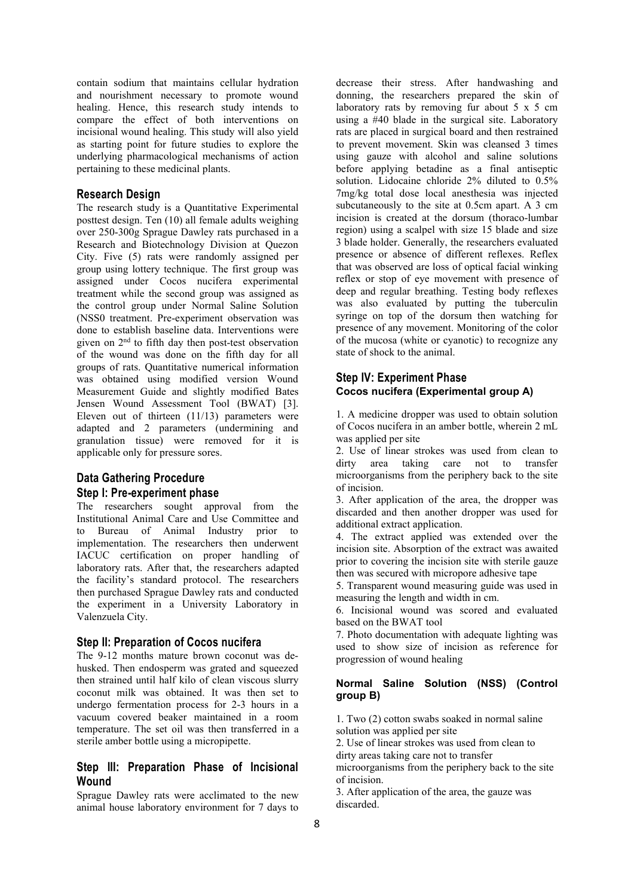contain sodium that maintains cellular hydration and nourishment necessary to promote wound healing. Hence, this research study intends to compare the effect of both interventions on incisional wound healing. This study will also yield as starting point for future studies to explore the underlying pharmacological mechanisms of action pertaining to these medicinal plants.

## Research Design

The research study is a Quantitative Experimental posttest design. Ten (10) all female adults weighing over 250-300g Sprague Dawley rats purchased in a Research and Biotechnology Division at Quezon City. Five (5) rats were randomly assigned per group using lottery technique. The first group was assigned under Cocos nucifera experimental treatment while the second group was assigned as the control group under Normal Saline Solution (NSS0 treatment. Pre-experiment observation was done to establish baseline data. Interventions were given on 2nd to fifth day then post-test observation of the wound was done on the fifth day for all groups of rats. Quantitative numerical information was obtained using modified version Wound Measurement Guide and slightly modified Bates Jensen Wound Assessment Tool (BWAT) [3]. Eleven out of thirteen (11/13) parameters were adapted and 2 parameters (undermining and granulation tissue) were removed for it is applicable only for pressure sores.

## Data Gathering Procedure

### Step I: Pre-experiment phase

The researchers sought approval from the Institutional Animal Care and Use Committee and to Bureau of Animal Industry prior to implementation. The researchers then underwent IACUC certification on proper handling of laboratory rats. After that, the researchers adapted the facility's standard protocol. The researchers then purchased Sprague Dawley rats and conducted the experiment in a University Laboratory in Valenzuela City.

### Step II: Preparation of Cocos nucifera

The 9-12 months mature brown coconut was de-husked. Then endosperm was grated and squeezed then strained until half kilo of clean viscous slurry coconut milk was obtained. It was then set to undergo fermentation process for 2-3 hours in a vacuum covered beaker maintained in a room temperature. The set oil was then transferred in a sterile amber bottle using a micropipette.

### Step III: Preparation Phase of Incisional Wound

Sprague Dawley rats were acclimated to the new animal house laboratory environment for 7 days to decrease their stress. After handwashing and donning, the researchers prepared the skin of laboratory rats by removing fur about 5 x 5 cm using a #40 blade in the surgical site. Laboratory rats are placed in surgical board and then restrained to prevent movement. Skin was cleansed 3 times using gauze with alcohol and saline solutions before applying betadine as a final antiseptic solution. Lidocaine chloride 2% diluted to 0.5% 7mg/kg total dose local anesthesia was injected subcutaneously to the site at 0.5cm apart. A 3 cm incision is created at the dorsum (thoraco-lumbar region) using a scalpel with size 15 blade and size 3 blade holder. Generally, the researchers evaluated presence or absence of different reflexes. Reflex that was observed are loss of optical facial winking reflex or stop of eye movement with presence of deep and regular breathing. Testing body reflexes was also evaluated by putting the tuberculin syringe on top of the dorsum then watching for presence of any movement. Monitoring of the color of the mucosa (white or cyanotic) to recognize any state of shock to the animal.

### Step IV: Experiment Phase

**Cocos nucifera (Experimental group A)**

1. A medicine dropper was used to obtain solution of Cocos nucifera in an amber bottle, wherein 2 mL was applied per site
2. Use of linear strokes was used from clean to dirty area taking care not to transfer microorganisms from the periphery back to the site of incision.
3. After application of the area, the dropper was discarded and then another dropper was used for additional extract application.
4. The extract applied was extended over the incision site. Absorption of the extract was awaited prior to covering the incision site with sterile gauze then was secured with micropore adhesive tape
5. Transparent wound measuring guide was used in measuring the length and width in cm.
6. Incisional wound was scored and evaluated based on the BWAT tool
7. Photo documentation with adequate lighting was used to show size of incision as reference for progression of wound healing

**Normal Saline Solution (NSS) (Control group B)**

1. Two (2) cotton swabs soaked in normal saline solution was applied per site
2. Use of linear strokes was used from clean to dirty areas taking care not to transfer microorganisms from the periphery back to the site of incision.
3. After application of the area, the gauze was discarded.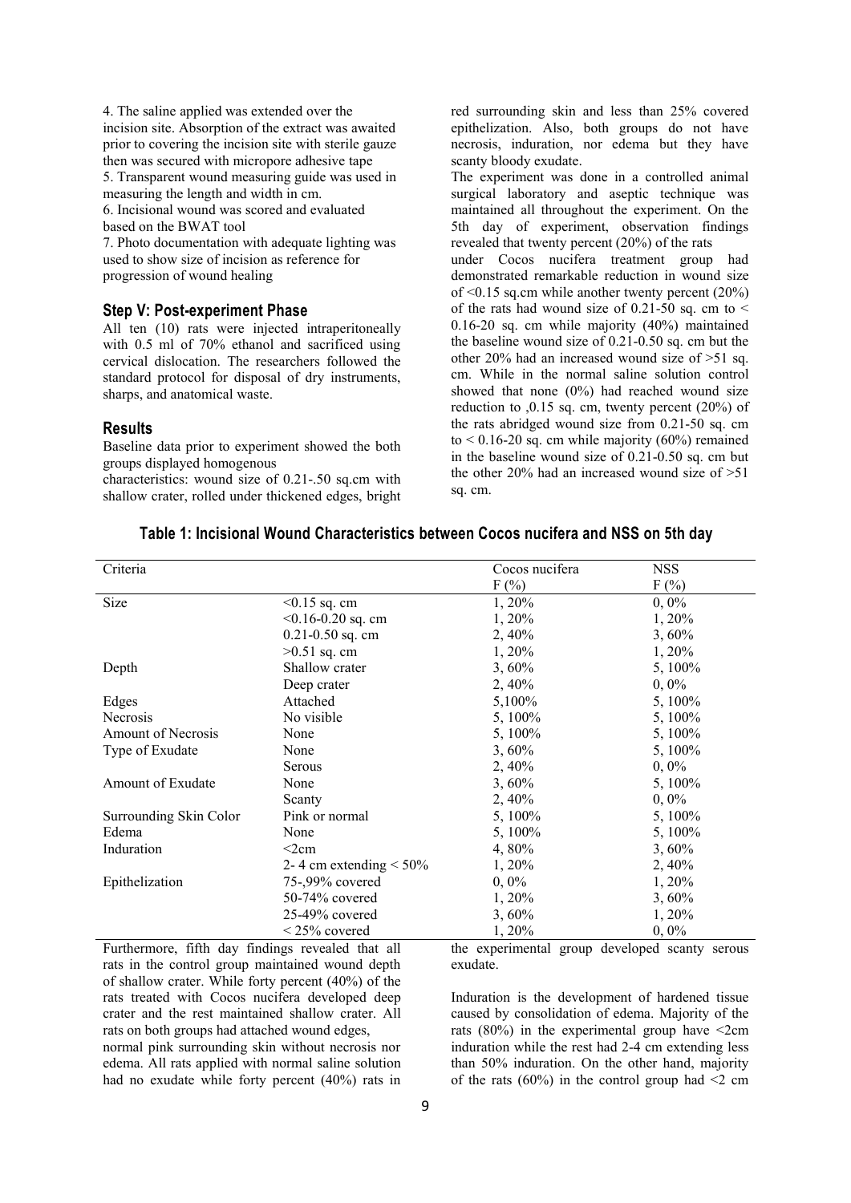4. The saline applied was extended over the incision site. Absorption of the extract was awaited prior to covering the incision site with sterile gauze then was secured with micropore adhesive tape
5. Transparent wound measuring guide was used in measuring the length and width in cm.
6. Incisional wound was scored and evaluated based on the BWAT tool
7. Photo documentation with adequate lighting was used to show size of incision as reference for progression of wound healing

### Step V: Post-experiment Phase

All ten (10) rats were injected intraperitoneally with 0.5 ml of 70% ethanol and sacrificed using cervical dislocation. The researchers followed the standard protocol for disposal of dry instruments, sharps, and anatomical waste.

### Results

Baseline data prior to experiment showed the both groups displayed homogenous characteristics: wound size of 0.21-.50 sq.cm with shallow crater, rolled under thickened edges, bright red surrounding skin and less than 25% covered epithelization. Also, both groups do not have necrosis, induration, nor edema but they have scanty bloody exudate.

The experiment was done in a controlled animal surgical laboratory and aseptic technique was maintained all throughout the experiment. On the 5th day of experiment, observation findings revealed that twenty percent (20%) of the rats under Cocos nucifera treatment group had demonstrated remarkable reduction in wound size of <0.15 sq.cm while another twenty percent (20%) of the rats had wound size of 0.21-50 sq. cm to < 0.16-20 sq. cm while majority (40%) maintained the baseline wound size of 0.21-0.50 sq. cm but the other 20% had an increased wound size of >51 sq. cm. While in the normal saline solution control showed that none (0%) had reached wound size reduction to ,0.15 sq. cm, twenty percent (20%) of the rats abridged wound size from 0.21-50 sq. cm to < 0.16-20 sq. cm while majority (60%) remained in the baseline wound size of 0.21-0.50 sq. cm but the other 20% had an increased wound size of >51 sq. cm.

**Table 1: Incisional Wound Characteristics between Cocos nucifera and NSS on 5th day**

| Criteria | | Cocos nucifera F (%) | NSS F (%) |
|---|---|---|---|
| Size | <0.15 sq. cm | 1, 20% | 0, 0% |
| | <0.16-0.20 sq. cm | 1, 20% | 1, 20% |
| | 0.21-0.50 sq. cm | 2, 40% | 3, 60% |
| | >0.51 sq. cm | 1, 20% | 1, 20% |
| Depth | Shallow crater | 3, 60% | 5, 100% |
| | Deep crater | 2, 40% | 0, 0% |
| Edges | Attached | 5,100% | 5, 100% |
| Necrosis | No visible | 5, 100% | 5, 100% |
| Amount of Necrosis | None | 5, 100% | 5, 100% |
| Type of Exudate | None | 3, 60% | 5, 100% |
| | Serous | 2, 40% | 0, 0% |
| Amount of Exudate | None | 3, 60% | 5, 100% |
| | Scanty | 2, 40% | 0, 0% |
| Surrounding Skin Color | Pink or normal | 5, 100% | 5, 100% |
| Edema | None | 5, 100% | 5, 100% |
| Induration | <2cm | 4, 80% | 3, 60% |
| | 2- 4 cm extending < 50% | 1, 20% | 2, 40% |
| Epithelization | 75-,99% covered | 0, 0% | 1, 20% |
| | 50-74% covered | 1, 20% | 3, 60% |
| | 25-49% covered | 3, 60% | 1, 20% |
| | < 25% covered | 1, 20% | 0, 0% |

Furthermore, fifth day findings revealed that all rats in the control group maintained wound depth of shallow crater. While forty percent (40%) of the rats treated with Cocos nucifera developed deep crater and the rest maintained shallow crater. All rats on both groups had attached wound edges, normal pink surrounding skin without necrosis nor edema. All rats applied with normal saline solution had no exudate while forty percent (40%) rats in the experimental group developed scanty serous exudate.

Induration is the development of hardened tissue caused by consolidation of edema. Majority of the rats (80%) in the experimental group have <2cm induration while the rest had 2-4 cm extending less than 50% induration. On the other hand, majority of the rats (60%) in the control group had <2 cm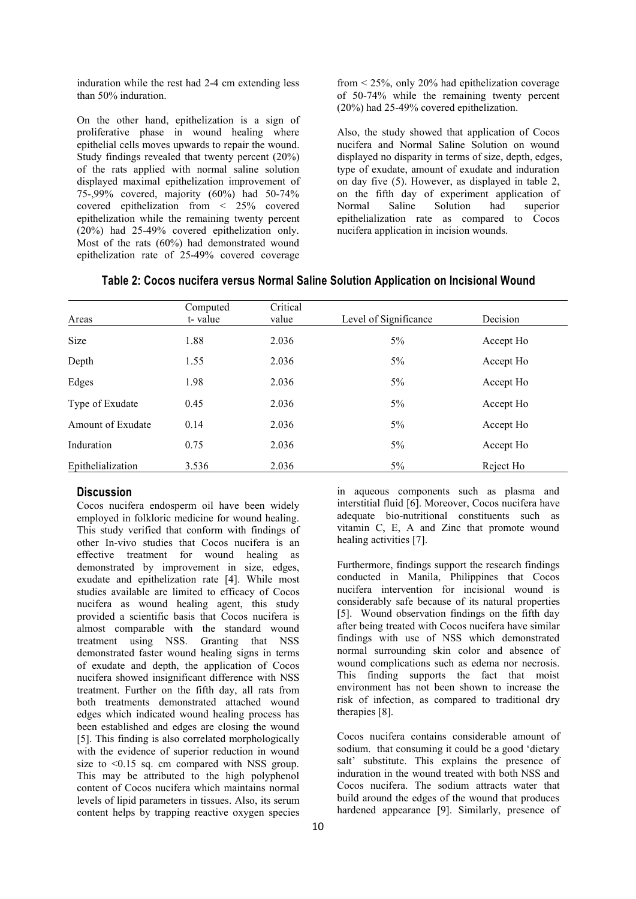induration while the rest had 2-4 cm extending less than 50% induration.

On the other hand, epithelization is a sign of proliferative phase in wound healing where epithelial cells moves upwards to repair the wound. Study findings revealed that twenty percent (20%) of the rats applied with normal saline solution displayed maximal epithelization improvement of 75-,99% covered, majority (60%) had 50-74% covered epithelization from < 25% covered epithelization while the remaining twenty percent (20%) had 25-49% covered epithelization only. Most of the rats (60%) had demonstrated wound epithelization rate of 25-49% covered coverage from < 25%, only 20% had epithelization coverage of 50-74% while the remaining twenty percent (20%) had 25-49% covered epithelization.

Also, the study showed that application of Cocos nucifera and Normal Saline Solution on wound displayed no disparity in terms of size, depth, edges, type of exudate, amount of exudate and induration on day five (5). However, as displayed in table 2, on the fifth day of experiment application of Normal Saline Solution had superior epithelialization rate as compared to Cocos nucifera application in incision wounds.

**Table 2: Cocos nucifera versus Normal Saline Solution Application on Incisional Wound**

| Areas | Computed t- value | Critical value | Level of Significance | Decision |
|---|---|---|---|---|
| Size | 1.88 | 2.036 | 5% | Accept Ho |
| Depth | 1.55 | 2.036 | 5% | Accept Ho |
| Edges | 1.98 | 2.036 | 5% | Accept Ho |
| Type of Exudate | 0.45 | 2.036 | 5% | Accept Ho |
| Amount of Exudate | 0.14 | 2.036 | 5% | Accept Ho |
| Induration | 0.75 | 2.036 | 5% | Accept Ho |
| Epithelialization | 3.536 | 2.036 | 5% | Reject Ho |

## Discussion

Cocos nucifera endosperm oil have been widely employed in folkloric medicine for wound healing. This study verified that conform with findings of other In-vivo studies that Cocos nucifera is an effective treatment for wound healing as demonstrated by improvement in size, edges, exudate and epithelization rate [4]. While most studies available are limited to efficacy of Cocos nucifera as wound healing agent, this study provided a scientific basis that Cocos nucifera is almost comparable with the standard wound treatment using NSS. Granting that NSS demonstrated faster wound healing signs in terms of exudate and depth, the application of Cocos nucifera showed insignificant difference with NSS treatment. Further on the fifth day, all rats from both treatments demonstrated attached wound edges which indicated wound healing process has been established and edges are closing the wound [5]. This finding is also correlated morphologically with the evidence of superior reduction in wound size to <0.15 sq. cm compared with NSS group. This may be attributed to the high polyphenol content of Cocos nucifera which maintains normal levels of lipid parameters in tissues. Also, its serum content helps by trapping reactive oxygen species in aqueous components such as plasma and interstitial fluid [6]. Moreover, Cocos nucifera have adequate bio-nutritional constituents such as vitamin C, E, A and Zinc that promote wound healing activities [7].

Furthermore, findings support the research findings conducted in Manila, Philippines that Cocos nucifera intervention for incisional wound is considerably safe because of its natural properties [5]. Wound observation findings on the fifth day after being treated with Cocos nucifera have similar findings with use of NSS which demonstrated normal surrounding skin color and absence of wound complications such as edema nor necrosis. This finding supports the fact that moist environment has not been shown to increase the risk of infection, as compared to traditional dry therapies [8].

Cocos nucifera contains considerable amount of sodium. that consuming it could be a good 'dietary salt' substitute. This explains the presence of induration in the wound treated with both NSS and Cocos nucifera. The sodium attracts water that build around the edges of the wound that produces hardened appearance [9]. Similarly, presence of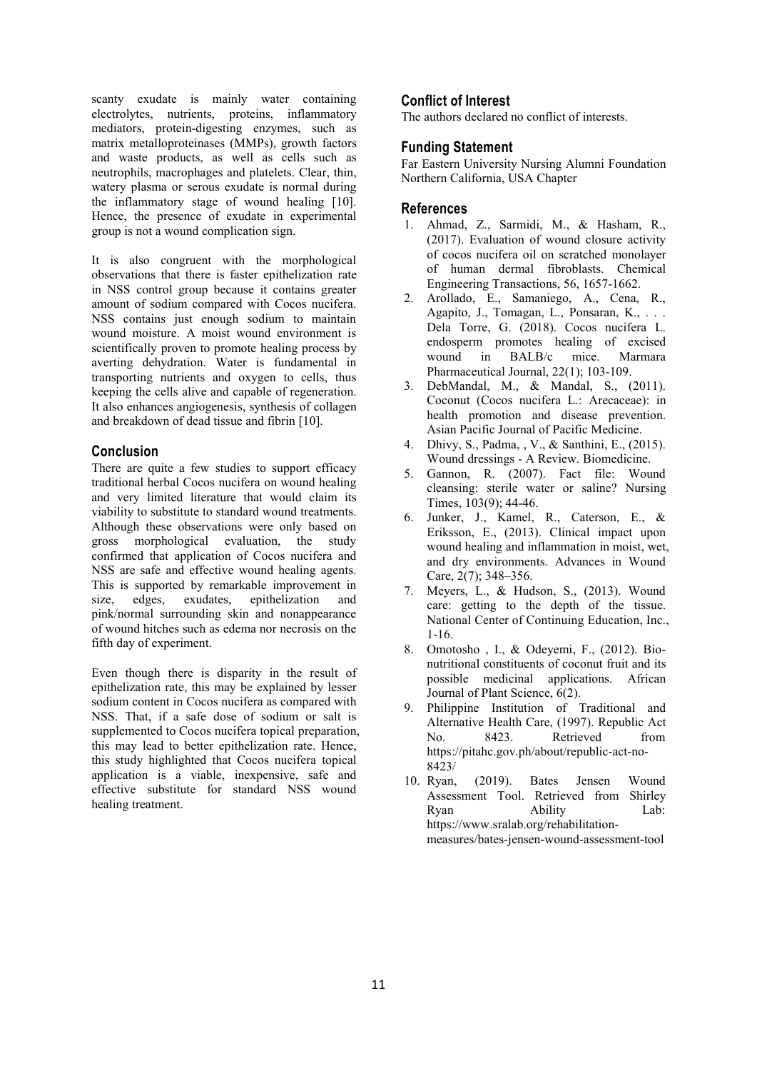scanty exudate is mainly water containing electrolytes, nutrients, proteins, inflammatory mediators, protein-digesting enzymes, such as matrix metalloproteinases (MMPs), growth factors and waste products, as well as cells such as neutrophils, macrophages and platelets. Clear, thin, watery plasma or serous exudate is normal during the inflammatory stage of wound healing [10]. Hence, the presence of exudate in experimental group is not a wound complication sign.

It is also congruent with the morphological observations that there is faster epithelization rate in NSS control group because it contains greater amount of sodium compared with Cocos nucifera. NSS contains just enough sodium to maintain wound moisture. A moist wound environment is scientifically proven to promote healing process by averting dehydration. Water is fundamental in transporting nutrients and oxygen to cells, thus keeping the cells alive and capable of regeneration. It also enhances angiogenesis, synthesis of collagen and breakdown of dead tissue and fibrin [10].

## Conclusion

There are quite a few studies to support efficacy traditional herbal Cocos nucifera on wound healing and very limited literature that would claim its viability to substitute to standard wound treatments. Although these observations were only based on gross morphological evaluation, the study confirmed that application of Cocos nucifera and NSS are safe and effective wound healing agents. This is supported by remarkable improvement in size, edges, exudates, epithelization and pink/normal surrounding skin and nonappearance of wound hitches such as edema nor necrosis on the fifth day of experiment.

Even though there is disparity in the result of epithelization rate, this may be explained by lesser sodium content in Cocos nucifera as compared with NSS. That, if a safe dose of sodium or salt is supplemented to Cocos nucifera topical preparation, this may lead to better epithelization rate. Hence, this study highlighted that Cocos nucifera topical application is a viable, inexpensive, safe and effective substitute for standard NSS wound healing treatment.

## Conflict of Interest

The authors declared no conflict of interests.

## Funding Statement

Far Eastern University Nursing Alumni Foundation Northern California, USA Chapter

## References

1. Ahmad, Z., Sarmidi, M., & Hasham, R., (2017). Evaluation of wound closure activity of cocos nucifera oil on scratched monolayer of human dermal fibroblasts. Chemical Engineering Transactions, 56, 1657-1662.
2. Arollado, E., Samaniego, A., Cena, R., Agapito, J., Tomagan, L., Ponsaran, K., . . . Dela Torre, G. (2018). Cocos nucifera L. endosperm promotes healing of excised wound in BALB/c mice. Marmara Pharmaceutical Journal, 22(1); 103-109.
3. DebMandal, M., & Mandal, S., (2011). Coconut (Cocos nucifera L.: Arecaceae): in health promotion and disease prevention. Asian Pacific Journal of Pacific Medicine.
4. Dhivy, S., Padma, , V., & Santhini, E., (2015). Wound dressings - A Review. Biomedicine.
5. Gannon, R. (2007). Fact file: Wound cleansing: sterile water or saline? Nursing Times, 103(9); 44-46.
6. Junker, J., Kamel, R., Caterson, E., & Eriksson, E., (2013). Clinical impact upon wound healing and inflammation in moist, wet, and dry environments. Advances in Wound Care, 2(7); 348–356.
7. Meyers, L., & Hudson, S., (2013). Wound care: getting to the depth of the tissue. National Center of Continuing Education, Inc., 1-16.
8. Omotosho , I., & Odeyemi, F., (2012). Bio-nutritional constituents of coconut fruit and its possible medicinal applications. African Journal of Plant Science, 6(2).
9. Philippine Institution of Traditional and Alternative Health Care, (1997). Republic Act No. 8423. Retrieved from https://pitahc.gov.ph/about/republic-act-no-8423/
10. Ryan, (2019). Bates Jensen Wound Assessment Tool. Retrieved from Shirley Ryan Ability Lab: https://www.sralab.org/rehabilitation-measures/bates-jensen-wound-assessment-tool